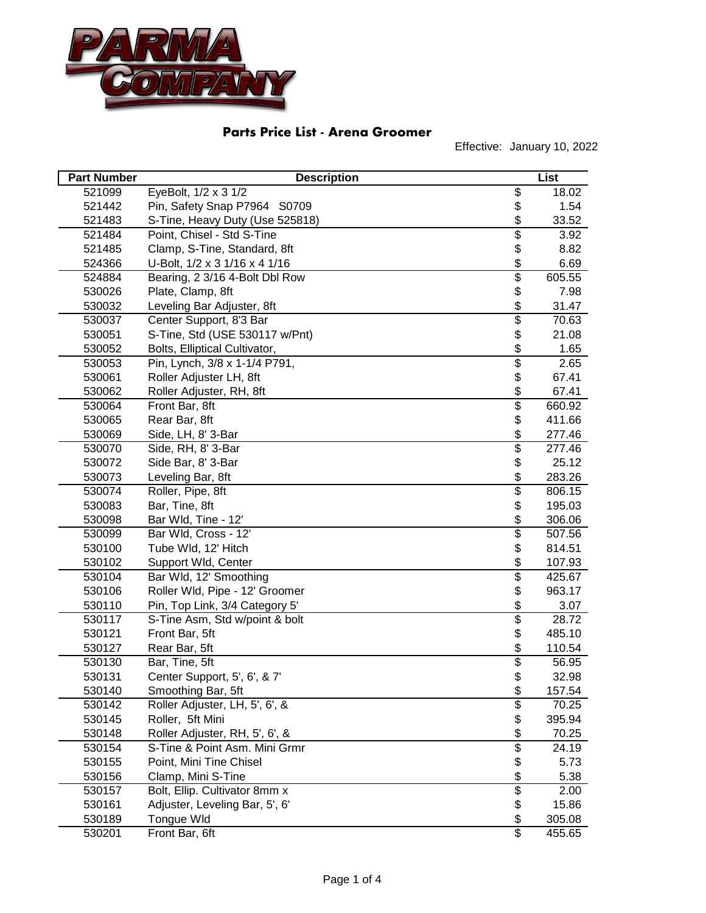PARMA COMPANY

## Parts Price List - Arena Groomer

Effective: January 10, 2022

| Part Number | Description | List |
|---|---|---|
| 521099 | EyeBolt, 1/2 x 3 1/2 | $ 18.02 |
| 521442 | Pin, Safety Snap P7964 S0709 | $ 1.54 |
| 521483 | S-Tine, Heavy Duty (Use 525818) | $ 33.52 |
| 521484 | Point, Chisel - Std S-Tine | $ 3.92 |
| 521485 | Clamp, S-Tine, Standard, 8ft | $ 8.82 |
| 524366 | U-Bolt, 1/2 x 3 1/16 x 4 1/16 | $ 6.69 |
| 524884 | Bearing, 2 3/16 4-Bolt Dbl Row | $ 605.55 |
| 530026 | Plate, Clamp, 8ft | $ 7.98 |
| 530032 | Leveling Bar Adjuster, 8ft | $ 31.47 |
| 530037 | Center Support, 8'3 Bar | $ 70.63 |
| 530051 | S-Tine, Std (USE 530117 w/Pnt) | $ 21.08 |
| 530052 | Bolts, Elliptical Cultivator, | $ 1.65 |
| 530053 | Pin, Lynch, 3/8 x 1-1/4 P791, | $ 2.65 |
| 530061 | Roller Adjuster LH, 8ft | $ 67.41 |
| 530062 | Roller Adjuster, RH, 8ft | $ 67.41 |
| 530064 | Front Bar, 8ft | $ 660.92 |
| 530065 | Rear Bar, 8ft | $ 411.66 |
| 530069 | Side, LH, 8' 3-Bar | $ 277.46 |
| 530070 | Side, RH, 8' 3-Bar | $ 277.46 |
| 530072 | Side Bar, 8' 3-Bar | $ 25.12 |
| 530073 | Leveling Bar, 8ft | $ 283.26 |
| 530074 | Roller, Pipe, 8ft | $ 806.15 |
| 530083 | Bar, Tine, 8ft | $ 195.03 |
| 530098 | Bar Wld, Tine - 12' | $ 306.06 |
| 530099 | Bar Wld, Cross - 12' | $ 507.56 |
| 530100 | Tube Wld, 12' Hitch | $ 814.51 |
| 530102 | Support Wld, Center | $ 107.93 |
| 530104 | Bar Wld, 12' Smoothing | $ 425.67 |
| 530106 | Roller Wld, Pipe - 12' Groomer | $ 963.17 |
| 530110 | Pin, Top Link, 3/4 Category 5' | $ 3.07 |
| 530117 | S-Tine Asm, Std w/point & bolt | $ 28.72 |
| 530121 | Front Bar, 5ft | $ 485.10 |
| 530127 | Rear Bar, 5ft | $ 110.54 |
| 530130 | Bar, Tine, 5ft | $ 56.95 |
| 530131 | Center Support, 5', 6', & 7' | $ 32.98 |
| 530140 | Smoothing Bar, 5ft | $ 157.54 |
| 530142 | Roller Adjuster, LH, 5', 6', & | $ 70.25 |
| 530145 | Roller, 5ft Mini | $ 395.94 |
| 530148 | Roller Adjuster, RH, 5', 6', & | $ 70.25 |
| 530154 | S-Tine & Point Asm. Mini Grmr | $ 24.19 |
| 530155 | Point, Mini Tine Chisel | $ 5.73 |
| 530156 | Clamp, Mini S-Tine | $ 5.38 |
| 530157 | Bolt, Ellip. Cultivator 8mm x | $ 2.00 |
| 530161 | Adjuster, Leveling Bar, 5', 6' | $ 15.86 |
| 530189 | Tongue Wld | $ 305.08 |
| 530201 | Front Bar, 6ft | $ 455.65 |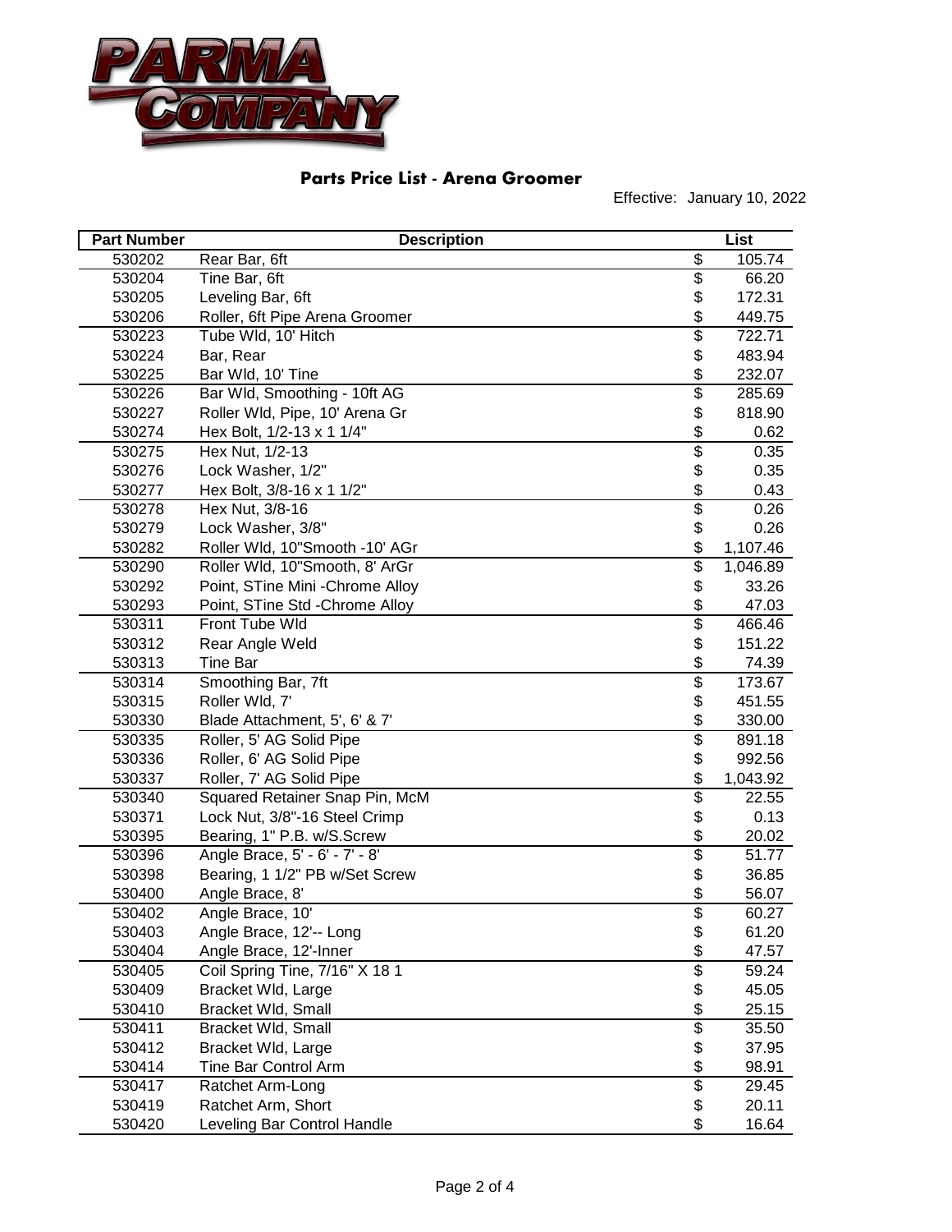**PARMA COMPANY**

## Parts Price List - Arena Groomer

Effective: January 10, 2022

| Part Number | Description | List |
|---|---|---|
| 530202 | Rear Bar, 6ft | $ 105.74 |
| 530204 | Tine Bar, 6ft | $ 66.20 |
| 530205 | Leveling Bar, 6ft | $ 172.31 |
| 530206 | Roller, 6ft Pipe Arena Groomer | $ 449.75 |
| 530223 | Tube Wld, 10' Hitch | $ 722.71 |
| 530224 | Bar, Rear | $ 483.94 |
| 530225 | Bar Wld, 10' Tine | $ 232.07 |
| 530226 | Bar Wld, Smoothing - 10ft AG | $ 285.69 |
| 530227 | Roller Wld, Pipe, 10' Arena Gr | $ 818.90 |
| 530274 | Hex Bolt, 1/2-13 x 1 1/4" | $ 0.62 |
| 530275 | Hex Nut, 1/2-13 | $ 0.35 |
| 530276 | Lock Washer, 1/2" | $ 0.35 |
| 530277 | Hex Bolt, 3/8-16 x 1 1/2" | $ 0.43 |
| 530278 | Hex Nut, 3/8-16 | $ 0.26 |
| 530279 | Lock Washer, 3/8" | $ 0.26 |
| 530282 | Roller Wld, 10"Smooth -10' AGr | $ 1,107.46 |
| 530290 | Roller Wld, 10"Smooth, 8' ArGr | $ 1,046.89 |
| 530292 | Point, STine Mini -Chrome Alloy | $ 33.26 |
| 530293 | Point, STine Std -Chrome Alloy | $ 47.03 |
| 530311 | Front Tube Wld | $ 466.46 |
| 530312 | Rear Angle Weld | $ 151.22 |
| 530313 | Tine Bar | $ 74.39 |
| 530314 | Smoothing Bar, 7ft | $ 173.67 |
| 530315 | Roller Wld, 7' | $ 451.55 |
| 530330 | Blade Attachment, 5', 6' & 7' | $ 330.00 |
| 530335 | Roller, 5' AG Solid Pipe | $ 891.18 |
| 530336 | Roller, 6' AG Solid Pipe | $ 992.56 |
| 530337 | Roller, 7' AG Solid Pipe | $ 1,043.92 |
| 530340 | Squared Retainer Snap Pin, McM | $ 22.55 |
| 530371 | Lock Nut, 3/8"-16 Steel Crimp | $ 0.13 |
| 530395 | Bearing, 1" P.B. w/S.Screw | $ 20.02 |
| 530396 | Angle Brace, 5' - 6' - 7' - 8' | $ 51.77 |
| 530398 | Bearing, 1 1/2" PB w/Set Screw | $ 36.85 |
| 530400 | Angle Brace, 8' | $ 56.07 |
| 530402 | Angle Brace, 10' | $ 60.27 |
| 530403 | Angle Brace, 12'-- Long | $ 61.20 |
| 530404 | Angle Brace, 12'-Inner | $ 47.57 |
| 530405 | Coil Spring Tine, 7/16" X 18 1 | $ 59.24 |
| 530409 | Bracket Wld, Large | $ 45.05 |
| 530410 | Bracket Wld, Small | $ 25.15 |
| 530411 | Bracket Wld, Small | $ 35.50 |
| 530412 | Bracket Wld, Large | $ 37.95 |
| 530414 | Tine Bar Control Arm | $ 98.91 |
| 530417 | Ratchet Arm-Long | $ 29.45 |
| 530419 | Ratchet Arm, Short | $ 20.11 |
| 530420 | Leveling Bar Control Handle | $ 16.64 |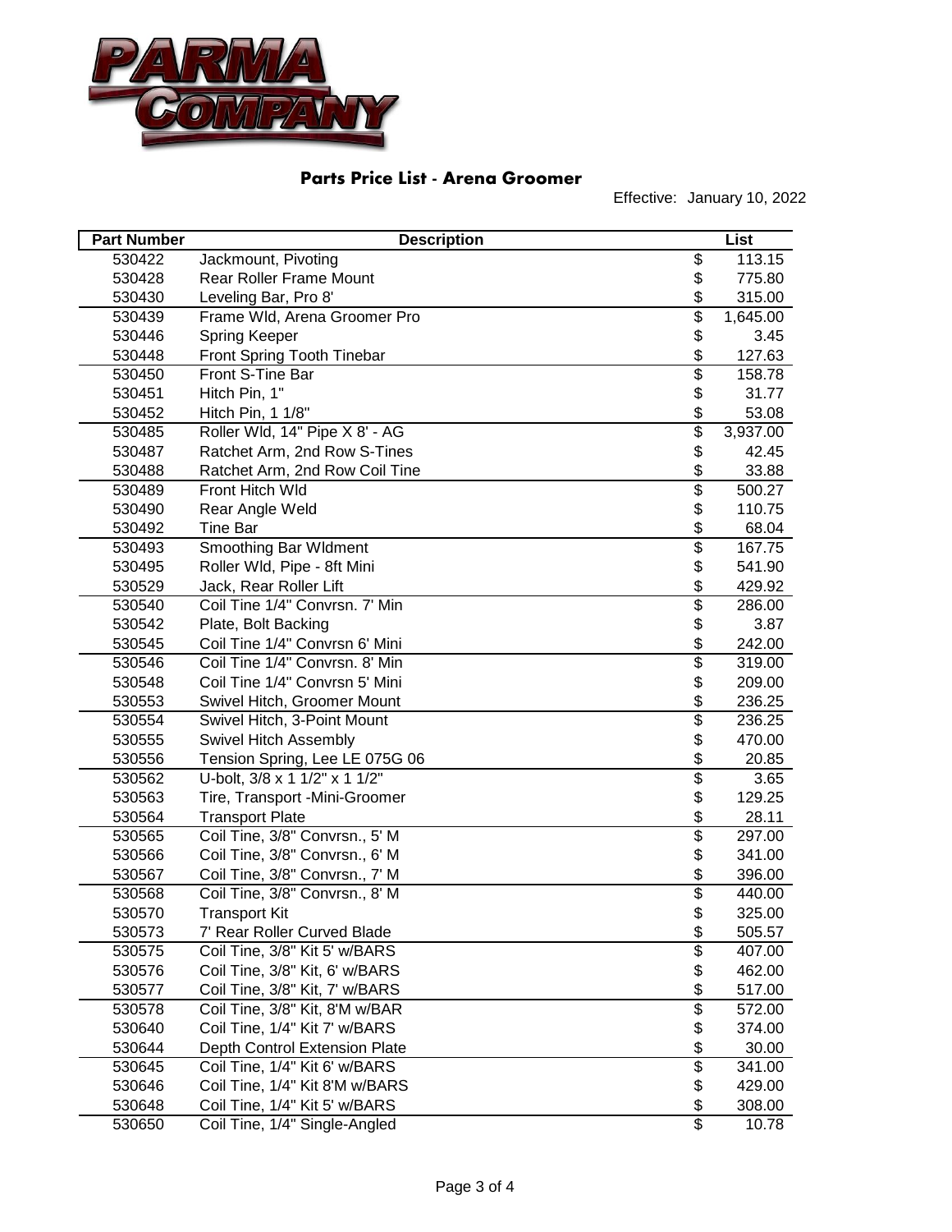# PARMA COMPANY

## Parts Price List - Arena Groomer

Effective: January 10, 2022

| Part Number | Description | List |
|---|---|---|
| 530422 | Jackmount, Pivoting | $ 113.15 |
| 530428 | Rear Roller Frame Mount | $ 775.80 |
| 530430 | Leveling Bar, Pro 8' | $ 315.00 |
| 530439 | Frame Wld, Arena Groomer Pro | $ 1,645.00 |
| 530446 | Spring Keeper | $ 3.45 |
| 530448 | Front Spring Tooth Tinebar | $ 127.63 |
| 530450 | Front S-Tine Bar | $ 158.78 |
| 530451 | Hitch Pin, 1" | $ 31.77 |
| 530452 | Hitch Pin, 1 1/8" | $ 53.08 |
| 530485 | Roller Wld, 14" Pipe X 8' - AG | $ 3,937.00 |
| 530487 | Ratchet Arm, 2nd Row S-Tines | $ 42.45 |
| 530488 | Ratchet Arm, 2nd Row Coil Tine | $ 33.88 |
| 530489 | Front Hitch Wld | $ 500.27 |
| 530490 | Rear Angle Weld | $ 110.75 |
| 530492 | Tine Bar | $ 68.04 |
| 530493 | Smoothing Bar Wldment | $ 167.75 |
| 530495 | Roller Wld, Pipe - 8ft Mini | $ 541.90 |
| 530529 | Jack, Rear Roller Lift | $ 429.92 |
| 530540 | Coil Tine 1/4" Convrsn. 7' Min | $ 286.00 |
| 530542 | Plate, Bolt Backing | $ 3.87 |
| 530545 | Coil Tine 1/4" Convrsn 6' Mini | $ 242.00 |
| 530546 | Coil Tine 1/4" Convrsn. 8' Min | $ 319.00 |
| 530548 | Coil Tine 1/4" Convrsn 5' Mini | $ 209.00 |
| 530553 | Swivel Hitch, Groomer Mount | $ 236.25 |
| 530554 | Swivel Hitch, 3-Point Mount | $ 236.25 |
| 530555 | Swivel Hitch Assembly | $ 470.00 |
| 530556 | Tension Spring, Lee LE 075G 06 | $ 20.85 |
| 530562 | U-bolt, 3/8 x 1 1/2" x 1 1/2" | $ 3.65 |
| 530563 | Tire, Transport -Mini-Groomer | $ 129.25 |
| 530564 | Transport Plate | $ 28.11 |
| 530565 | Coil Tine, 3/8" Convrsn., 5' M | $ 297.00 |
| 530566 | Coil Tine, 3/8" Convrsn., 6' M | $ 341.00 |
| 530567 | Coil Tine, 3/8" Convrsn., 7' M | $ 396.00 |
| 530568 | Coil Tine, 3/8" Convrsn., 8' M | $ 440.00 |
| 530570 | Transport Kit | $ 325.00 |
| 530573 | 7' Rear Roller Curved Blade | $ 505.57 |
| 530575 | Coil Tine, 3/8" Kit 5' w/BARS | $ 407.00 |
| 530576 | Coil Tine, 3/8" Kit, 6' w/BARS | $ 462.00 |
| 530577 | Coil Tine, 3/8" Kit, 7' w/BARS | $ 517.00 |
| 530578 | Coil Tine, 3/8" Kit, 8'M w/BAR | $ 572.00 |
| 530640 | Coil Tine, 1/4" Kit 7' w/BARS | $ 374.00 |
| 530644 | Depth Control Extension Plate | $ 30.00 |
| 530645 | Coil Tine, 1/4" Kit 6' w/BARS | $ 341.00 |
| 530646 | Coil Tine, 1/4" Kit 8'M w/BARS | $ 429.00 |
| 530648 | Coil Tine, 1/4" Kit 5' w/BARS | $ 308.00 |
| 530650 | Coil Tine, 1/4" Single-Angled | $ 10.78 |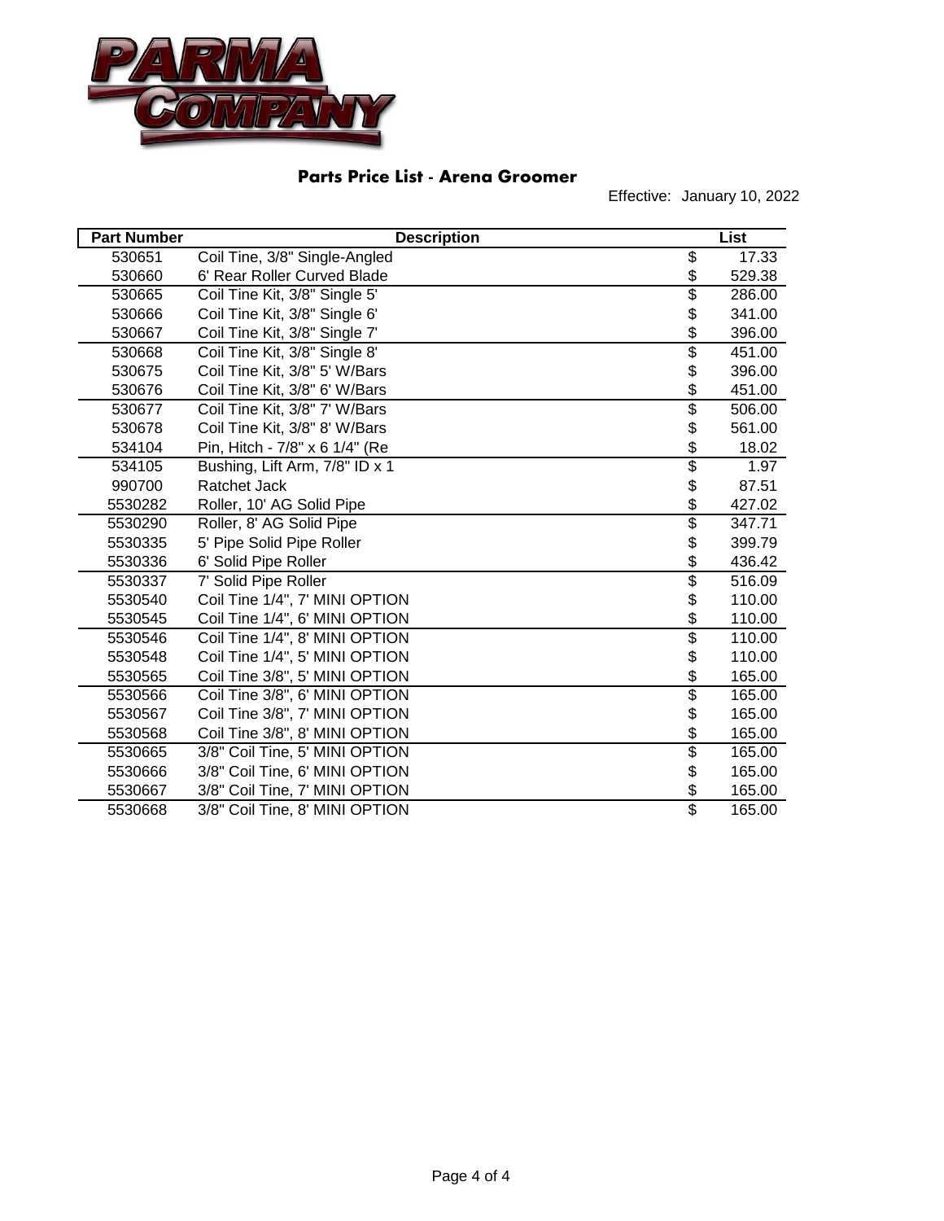PARMA COMPANY

## Parts Price List - Arena Groomer

Effective: January 10, 2022

| Part Number | Description | | List |
|---|---|---|---|
| 530651 | Coil Tine, 3/8" Single-Angled | $ | 17.33 |
| 530660 | 6' Rear Roller Curved Blade | $ | 529.38 |
| 530665 | Coil Tine Kit, 3/8" Single 5' | $ | 286.00 |
| 530666 | Coil Tine Kit, 3/8" Single 6' | $ | 341.00 |
| 530667 | Coil Tine Kit, 3/8" Single 7' | $ | 396.00 |
| 530668 | Coil Tine Kit, 3/8" Single 8' | $ | 451.00 |
| 530675 | Coil Tine Kit, 3/8" 5' W/Bars | $ | 396.00 |
| 530676 | Coil Tine Kit, 3/8" 6' W/Bars | $ | 451.00 |
| 530677 | Coil Tine Kit, 3/8" 7' W/Bars | $ | 506.00 |
| 530678 | Coil Tine Kit, 3/8" 8' W/Bars | $ | 561.00 |
| 534104 | Pin, Hitch - 7/8" x 6 1/4" (Re | $ | 18.02 |
| 534105 | Bushing, Lift Arm, 7/8" ID x 1 | $ | 1.97 |
| 990700 | Ratchet Jack | $ | 87.51 |
| 5530282 | Roller, 10' AG Solid Pipe | $ | 427.02 |
| 5530290 | Roller, 8' AG Solid Pipe | $ | 347.71 |
| 5530335 | 5' Pipe Solid Pipe Roller | $ | 399.79 |
| 5530336 | 6' Solid Pipe Roller | $ | 436.42 |
| 5530337 | 7' Solid Pipe Roller | $ | 516.09 |
| 5530540 | Coil Tine 1/4", 7' MINI OPTION | $ | 110.00 |
| 5530545 | Coil Tine 1/4", 6' MINI OPTION | $ | 110.00 |
| 5530546 | Coil Tine 1/4", 8' MINI OPTION | $ | 110.00 |
| 5530548 | Coil Tine 1/4", 5' MINI OPTION | $ | 110.00 |
| 5530565 | Coil Tine 3/8", 5' MINI OPTION | $ | 165.00 |
| 5530566 | Coil Tine 3/8", 6' MINI OPTION | $ | 165.00 |
| 5530567 | Coil Tine 3/8", 7' MINI OPTION | $ | 165.00 |
| 5530568 | Coil Tine 3/8", 8' MINI OPTION | $ | 165.00 |
| 5530665 | 3/8" Coil Tine, 5' MINI OPTION | $ | 165.00 |
| 5530666 | 3/8" Coil Tine, 6' MINI OPTION | $ | 165.00 |
| 5530667 | 3/8" Coil Tine, 7' MINI OPTION | $ | 165.00 |
| 5530668 | 3/8" Coil Tine, 8' MINI OPTION | $ | 165.00 |